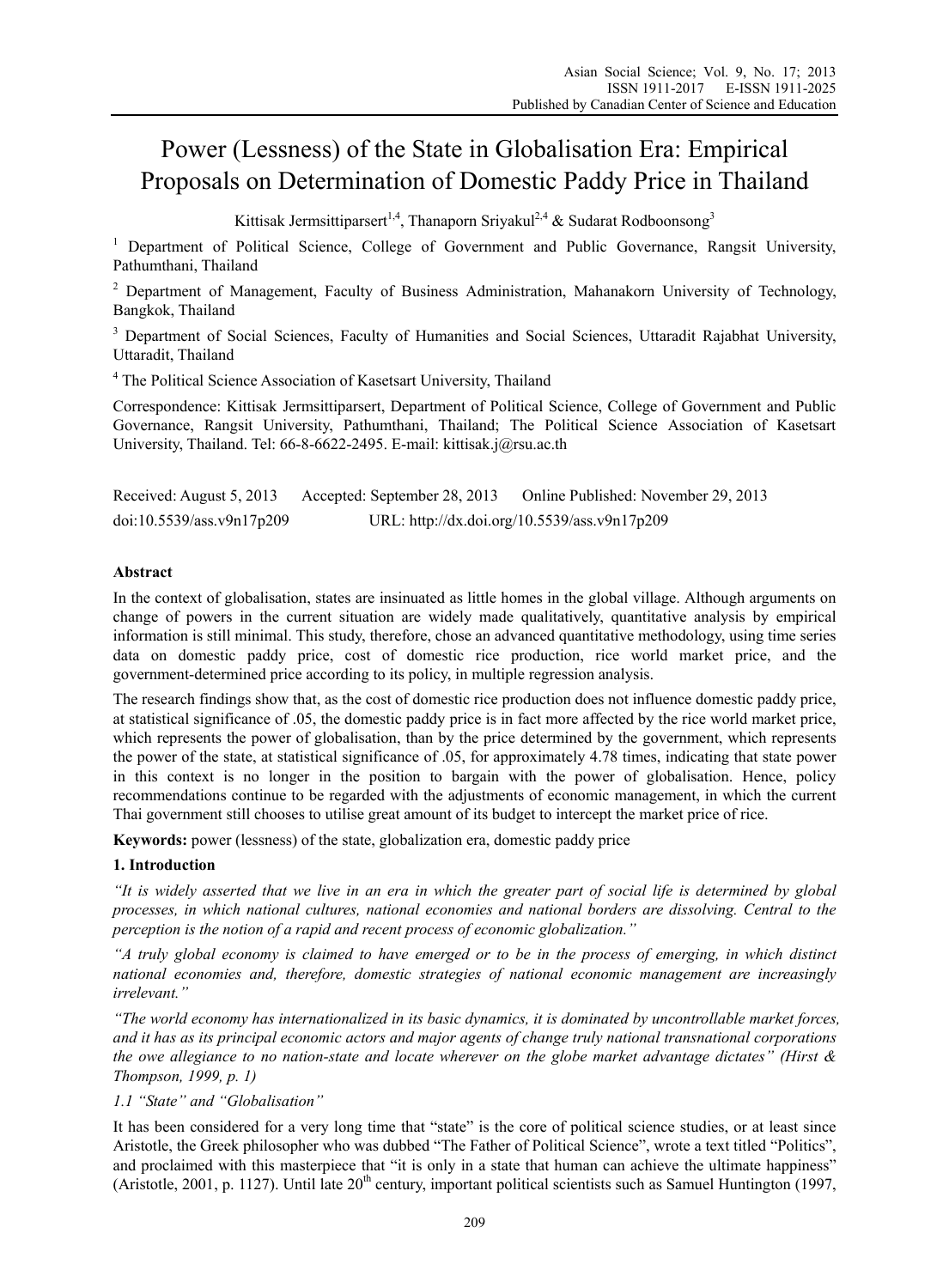# Power (Lessness) of the State in Globalisation Era: Empirical Proposals on Determination of Domestic Paddy Price in Thailand

Kittisak Jermsittiparsert[1,4], Thanaporn Sriyakul[2,4] & Sudarat Rodboonsong[3]

[1] Department of Political Science, College of Government and Public Governance, Rangsit University, Pathumthani, Thailand

[2] Department of Management, Faculty of Business Administration, Mahanakorn University of Technology, Bangkok, Thailand

[3] Department of Social Sciences, Faculty of Humanities and Social Sciences, Uttaradit Rajabhat University, Uttaradit, Thailand

[4] The Political Science Association of Kasetsart University, Thailand

Correspondence: Kittisak Jermsittiparsert, Department of Political Science, College of Government and Public Governance, Rangsit University, Pathumthani, Thailand; The Political Science Association of Kasetsart University, Thailand. Tel: 66-8-6622-2495. E-mail: kittisak.j@rsu.ac.th

Received: August 5, 2013 Accepted: September 28, 2013 Online Published: November 29, 2013

doi:10.5539/ass.v9n17p209 URL: http://dx.doi.org/10.5539/ass.v9n17p209

**Abstract**

In the context of globalisation, states are insinuated as little homes in the global village. Although arguments on change of powers in the current situation are widely made qualitatively, quantitative analysis by empirical information is still minimal. This study, therefore, chose an advanced quantitative methodology, using time series data on domestic paddy price, cost of domestic rice production, rice world market price, and the government-determined price according to its policy, in multiple regression analysis.

The research findings show that, as the cost of domestic rice production does not influence domestic paddy price, at statistical significance of .05, the domestic paddy price is in fact more affected by the rice world market price, which represents the power of globalisation, than by the price determined by the government, which represents the power of the state, at statistical significance of .05, for approximately 4.78 times, indicating that state power in this context is no longer in the position to bargain with the power of globalisation. Hence, policy recommendations continue to be regarded with the adjustments of economic management, in which the current Thai government still chooses to utilise great amount of its budget to intercept the market price of rice.

**Keywords:** power (lessness) of the state, globalization era, domestic paddy price

## 1. Introduction

*"It is widely asserted that we live in an era in which the greater part of social life is determined by global processes, in which national cultures, national economies and national borders are dissolving. Central to the perception is the notion of a rapid and recent process of economic globalization."*

*"A truly global economy is claimed to have emerged or to be in the process of emerging, in which distinct national economies and, therefore, domestic strategies of national economic management are increasingly irrelevant."*

*"The world economy has internationalized in its basic dynamics, it is dominated by uncontrollable market forces, and it has as its principal economic actors and major agents of change truly national transnational corporations the owe allegiance to no nation-state and locate wherever on the globe market advantage dictates" (Hirst & Thompson, 1999, p. 1)*

### 1.1 "State" and "Globalisation"

It has been considered for a very long time that "state" is the core of political science studies, or at least since Aristotle, the Greek philosopher who was dubbed "The Father of Political Science", wrote a text titled "Politics", and proclaimed with this masterpiece that "it is only in a state that human can achieve the ultimate happiness" (Aristotle, 2001, p. 1127). Until late 20th century, important political scientists such as Samuel Huntington (1997,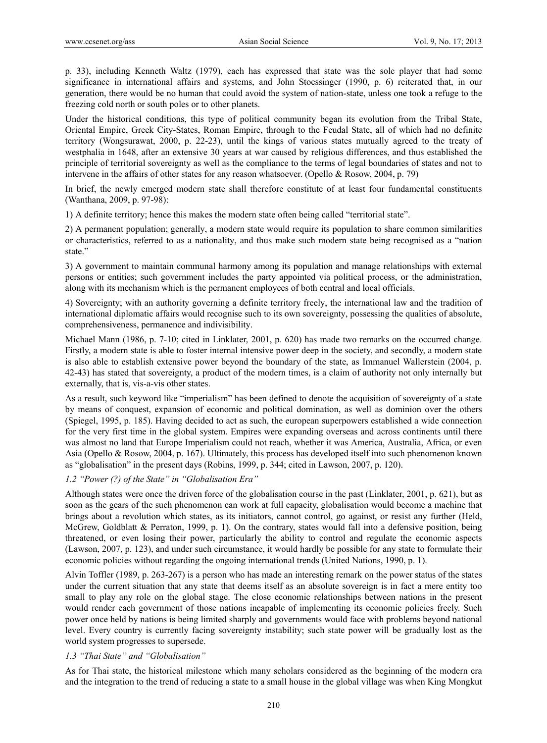p. 33), including Kenneth Waltz (1979), each has expressed that state was the sole player that had some significance in international affairs and systems, and John Stoessinger (1990, p. 6) reiterated that, in our generation, there would be no human that could avoid the system of nation-state, unless one took a refuge to the freezing cold north or south poles or to other planets.

Under the historical conditions, this type of political community began its evolution from the Tribal State, Oriental Empire, Greek City-States, Roman Empire, through to the Feudal State, all of which had no definite territory (Wongsurawat, 2000, p. 22-23), until the kings of various states mutually agreed to the treaty of westphalia in 1648, after an extensive 30 years at war caused by religious differences, and thus established the principle of territorial sovereignty as well as the compliance to the terms of legal boundaries of states and not to intervene in the affairs of other states for any reason whatsoever. (Opello & Rosow, 2004, p. 79)

In brief, the newly emerged modern state shall therefore constitute of at least four fundamental constituents (Wanthana, 2009, p. 97-98):

1) A definite territory; hence this makes the modern state often being called "territorial state".

2) A permanent population; generally, a modern state would require its population to share common similarities or characteristics, referred to as a nationality, and thus make such modern state being recognised as a "nation state."

3) A government to maintain communal harmony among its population and manage relationships with external persons or entities; such government includes the party appointed via political process, or the administration, along with its mechanism which is the permanent employees of both central and local officials.

4) Sovereignty; with an authority governing a definite territory freely, the international law and the tradition of international diplomatic affairs would recognise such to its own sovereignty, possessing the qualities of absolute, comprehensiveness, permanence and indivisibility.

Michael Mann (1986, p. 7-10; cited in Linklater, 2001, p. 620) has made two remarks on the occurred change. Firstly, a modern state is able to foster internal intensive power deep in the society, and secondly, a modern state is also able to establish extensive power beyond the boundary of the state, as Immanuel Wallerstein (2004, p. 42-43) has stated that sovereignty, a product of the modern times, is a claim of authority not only internally but externally, that is, vis-a-vis other states.

As a result, such keyword like "imperialism" has been defined to denote the acquisition of sovereignty of a state by means of conquest, expansion of economic and political domination, as well as dominion over the others (Spiegel, 1995, p. 185). Having decided to act as such, the european superpowers established a wide connection for the very first time in the global system. Empires were expanding overseas and across continents until there was almost no land that Europe Imperialism could not reach, whether it was America, Australia, Africa, or even Asia (Opello & Rosow, 2004, p. 167). Ultimately, this process has developed itself into such phenomenon known as "globalisation" in the present days (Robins, 1999, p. 344; cited in Lawson, 2007, p. 120).

### *1.2 "Power (?) of the State" in "Globalisation Era"*

Although states were once the driven force of the globalisation course in the past (Linklater, 2001, p. 621), but as soon as the gears of the such phenomenon can work at full capacity, globalisation would become a machine that brings about a revolution which states, as its initiators, cannot control, go against, or resist any further (Held, McGrew, Goldblatt & Perraton, 1999, p. 1). On the contrary, states would fall into a defensive position, being threatened, or even losing their power, particularly the ability to control and regulate the economic aspects (Lawson, 2007, p. 123), and under such circumstance, it would hardly be possible for any state to formulate their economic policies without regarding the ongoing international trends (United Nations, 1990, p. 1).

Alvin Toffler (1989, p. 263-267) is a person who has made an interesting remark on the power status of the states under the current situation that any state that deems itself as an absolute sovereign is in fact a mere entity too small to play any role on the global stage. The close economic relationships between nations in the present would render each government of those nations incapable of implementing its economic policies freely. Such power once held by nations is being limited sharply and governments would face with problems beyond national level. Every country is currently facing sovereignty instability; such state power will be gradually lost as the world system progresses to supersede.

### *1.3 "Thai State" and "Globalisation"*

As for Thai state, the historical milestone which many scholars considered as the beginning of the modern era and the integration to the trend of reducing a state to a small house in the global village was when King Mongkut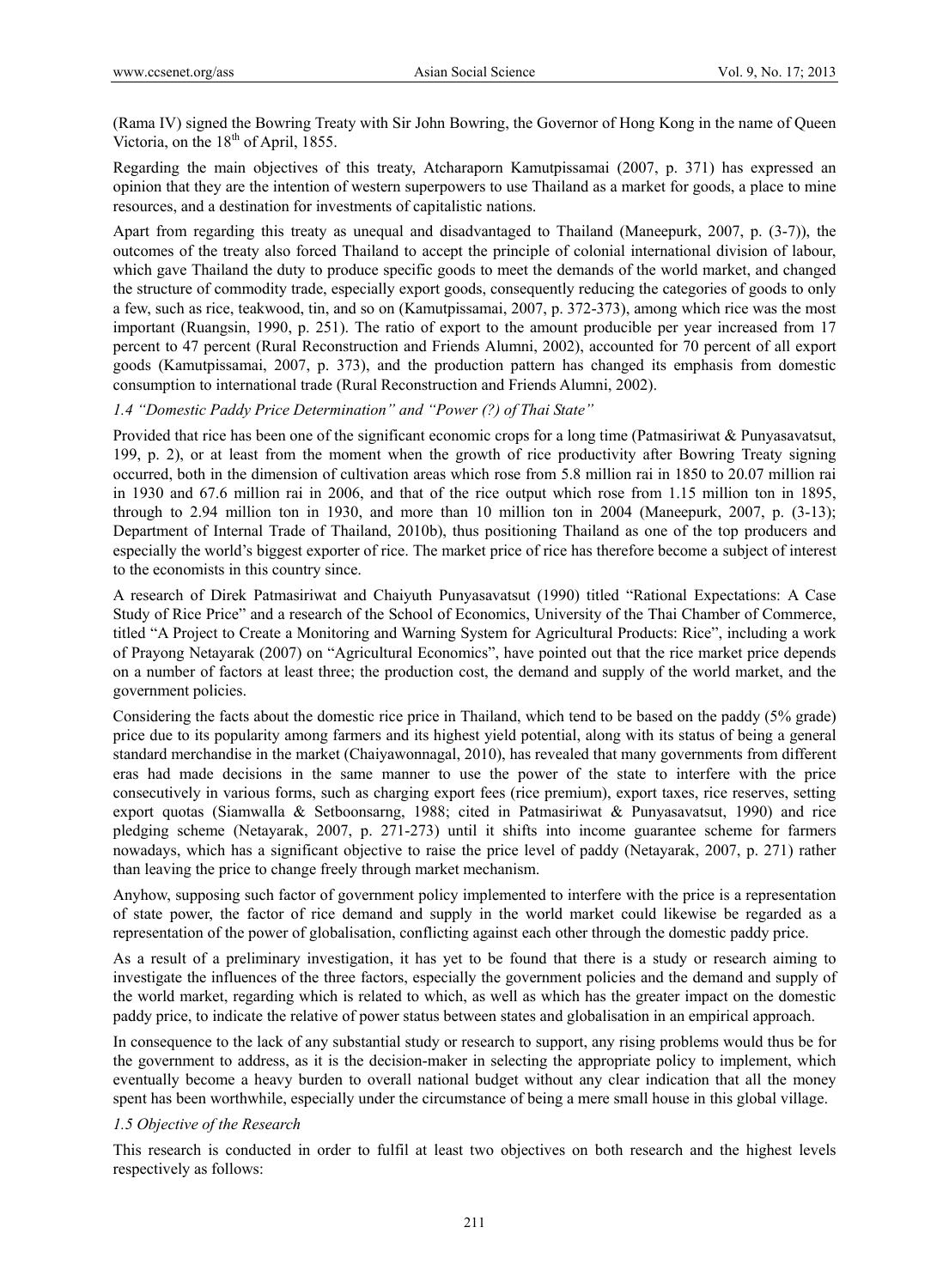(Rama IV) signed the Bowring Treaty with Sir John Bowring, the Governor of Hong Kong in the name of Queen Victoria, on the 18th of April, 1855.

Regarding the main objectives of this treaty, Atcharaporn Kamutpissamai (2007, p. 371) has expressed an opinion that they are the intention of western superpowers to use Thailand as a market for goods, a place to mine resources, and a destination for investments of capitalistic nations.

Apart from regarding this treaty as unequal and disadvantaged to Thailand (Maneepurk, 2007, p. (3-7)), the outcomes of the treaty also forced Thailand to accept the principle of colonial international division of labour, which gave Thailand the duty to produce specific goods to meet the demands of the world market, and changed the structure of commodity trade, especially export goods, consequently reducing the categories of goods to only a few, such as rice, teakwood, tin, and so on (Kamutpissamai, 2007, p. 372-373), among which rice was the most important (Ruangsin, 1990, p. 251). The ratio of export to the amount producible per year increased from 17 percent to 47 percent (Rural Reconstruction and Friends Alumni, 2002), accounted for 70 percent of all export goods (Kamutpissamai, 2007, p. 373), and the production pattern has changed its emphasis from domestic consumption to international trade (Rural Reconstruction and Friends Alumni, 2002).

### *1.4 "Domestic Paddy Price Determination" and "Power (?) of Thai State"*

Provided that rice has been one of the significant economic crops for a long time (Patmasiriwat & Punyasavatsut, 199, p. 2), or at least from the moment when the growth of rice productivity after Bowring Treaty signing occurred, both in the dimension of cultivation areas which rose from 5.8 million rai in 1850 to 20.07 million rai in 1930 and 67.6 million rai in 2006, and that of the rice output which rose from 1.15 million ton in 1895, through to 2.94 million ton in 1930, and more than 10 million ton in 2004 (Maneepurk, 2007, p. (3-13); Department of Internal Trade of Thailand, 2010b), thus positioning Thailand as one of the top producers and especially the world's biggest exporter of rice. The market price of rice has therefore become a subject of interest to the economists in this country since.

A research of Direk Patmasiriwat and Chaiyuth Punyasavatsut (1990) titled "Rational Expectations: A Case Study of Rice Price" and a research of the School of Economics, University of the Thai Chamber of Commerce, titled "A Project to Create a Monitoring and Warning System for Agricultural Products: Rice", including a work of Prayong Netayarak (2007) on "Agricultural Economics", have pointed out that the rice market price depends on a number of factors at least three; the production cost, the demand and supply of the world market, and the government policies.

Considering the facts about the domestic rice price in Thailand, which tend to be based on the paddy (5% grade) price due to its popularity among farmers and its highest yield potential, along with its status of being a general standard merchandise in the market (Chaiyawonnagal, 2010), has revealed that many governments from different eras had made decisions in the same manner to use the power of the state to interfere with the price consecutively in various forms, such as charging export fees (rice premium), export taxes, rice reserves, setting export quotas (Siamwalla & Setboonsarng, 1988; cited in Patmasiriwat & Punyasavatsut, 1990) and rice pledging scheme (Netayarak, 2007, p. 271-273) until it shifts into income guarantee scheme for farmers nowadays, which has a significant objective to raise the price level of paddy (Netayarak, 2007, p. 271) rather than leaving the price to change freely through market mechanism.

Anyhow, supposing such factor of government policy implemented to interfere with the price is a representation of state power, the factor of rice demand and supply in the world market could likewise be regarded as a representation of the power of globalisation, conflicting against each other through the domestic paddy price.

As a result of a preliminary investigation, it has yet to be found that there is a study or research aiming to investigate the influences of the three factors, especially the government policies and the demand and supply of the world market, regarding which is related to which, as well as which has the greater impact on the domestic paddy price, to indicate the relative of power status between states and globalisation in an empirical approach.

In consequence to the lack of any substantial study or research to support, any rising problems would thus be for the government to address, as it is the decision-maker in selecting the appropriate policy to implement, which eventually become a heavy burden to overall national budget without any clear indication that all the money spent has been worthwhile, especially under the circumstance of being a mere small house in this global village.

### *1.5 Objective of the Research*

This research is conducted in order to fulfil at least two objectives on both research and the highest levels respectively as follows: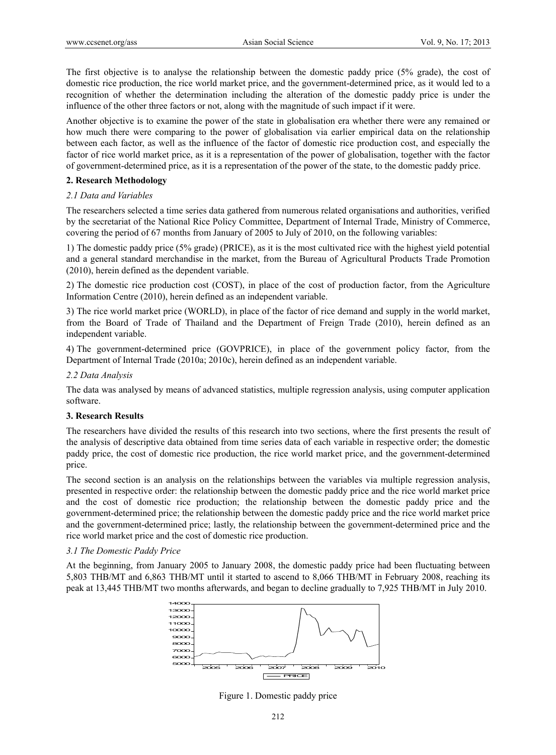The first objective is to analyse the relationship between the domestic paddy price (5% grade), the cost of domestic rice production, the rice world market price, and the government-determined price, as it would led to a recognition of whether the determination including the alteration of the domestic paddy price is under the influence of the other three factors or not, along with the magnitude of such impact if it were.

Another objective is to examine the power of the state in globalisation era whether there were any remained or how much there were comparing to the power of globalisation via earlier empirical data on the relationship between each factor, as well as the influence of the factor of domestic rice production cost, and especially the factor of rice world market price, as it is a representation of the power of globalisation, together with the factor of government-determined price, as it is a representation of the power of the state, to the domestic paddy price.

## 2. Research Methodology

### *2.1 Data and Variables*

The researchers selected a time series data gathered from numerous related organisations and authorities, verified by the secretariat of the National Rice Policy Committee, Department of Internal Trade, Ministry of Commerce, covering the period of 67 months from January of 2005 to July of 2010, on the following variables:

1) The domestic paddy price (5% grade) (PRICE), as it is the most cultivated rice with the highest yield potential and a general standard merchandise in the market, from the Bureau of Agricultural Products Trade Promotion (2010), herein defined as the dependent variable.

2) The domestic rice production cost (COST), in place of the cost of production factor, from the Agriculture Information Centre (2010), herein defined as an independent variable.

3) The rice world market price (WORLD), in place of the factor of rice demand and supply in the world market, from the Board of Trade of Thailand and the Department of Freign Trade (2010), herein defined as an independent variable.

4) The government-determined price (GOVPRICE), in place of the government policy factor, from the Department of Internal Trade (2010a; 2010c), herein defined as an independent variable.

### *2.2 Data Analysis*

The data was analysed by means of advanced statistics, multiple regression analysis, using computer application software.

## 3. Research Results

The researchers have divided the results of this research into two sections, where the first presents the result of the analysis of descriptive data obtained from time series data of each variable in respective order; the domestic paddy price, the cost of domestic rice production, the rice world market price, and the government-determined price.

The second section is an analysis on the relationships between the variables via multiple regression analysis, presented in respective order: the relationship between the domestic paddy price and the rice world market price and the cost of domestic rice production; the relationship between the domestic paddy price and the government-determined price; the relationship between the domestic paddy price and the rice world market price and the government-determined price; lastly, the relationship between the government-determined price and the rice world market price and the cost of domestic rice production.

### *3.1 The Domestic Paddy Price*

At the beginning, from January 2005 to January 2008, the domestic paddy price had been fluctuating between 5,803 THB/MT and 6,863 THB/MT until it started to ascend to 8,066 THB/MT in February 2008, reaching its peak at 13,445 THB/MT two months afterwards, and began to decline gradually to 7,925 THB/MT in July 2010.

Figure 1. Domestic paddy price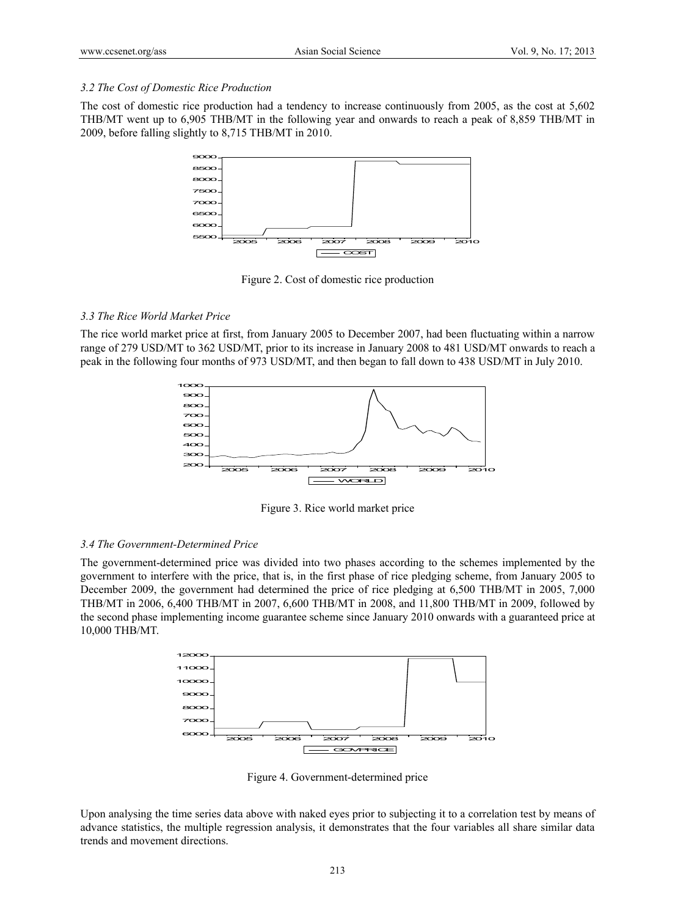### *3.2 The Cost of Domestic Rice Production*

The cost of domestic rice production had a tendency to increase continuously from 2005, as the cost at 5,602 THB/MT went up to 6,905 THB/MT in the following year and onwards to reach a peak of 8,859 THB/MT in 2009, before falling slightly to 8,715 THB/MT in 2010.

Figure 2. Cost of domestic rice production

### *3.3 The Rice World Market Price*

The rice world market price at first, from January 2005 to December 2007, had been fluctuating within a narrow range of 279 USD/MT to 362 USD/MT, prior to its increase in January 2008 to 481 USD/MT onwards to reach a peak in the following four months of 973 USD/MT, and then began to fall down to 438 USD/MT in July 2010.

Figure 3. Rice world market price

### *3.4 The Government-Determined Price*

The government-determined price was divided into two phases according to the schemes implemented by the government to interfere with the price, that is, in the first phase of rice pledging scheme, from January 2005 to December 2009, the government had determined the price of rice pledging at 6,500 THB/MT in 2005, 7,000 THB/MT in 2006, 6,400 THB/MT in 2007, 6,600 THB/MT in 2008, and 11,800 THB/MT in 2009, followed by the second phase implementing income guarantee scheme since January 2010 onwards with a guaranteed price at 10,000 THB/MT.

Figure 4. Government-determined price

Upon analysing the time series data above with naked eyes prior to subjecting it to a correlation test by means of advance statistics, the multiple regression analysis, it demonstrates that the four variables all share similar data trends and movement directions.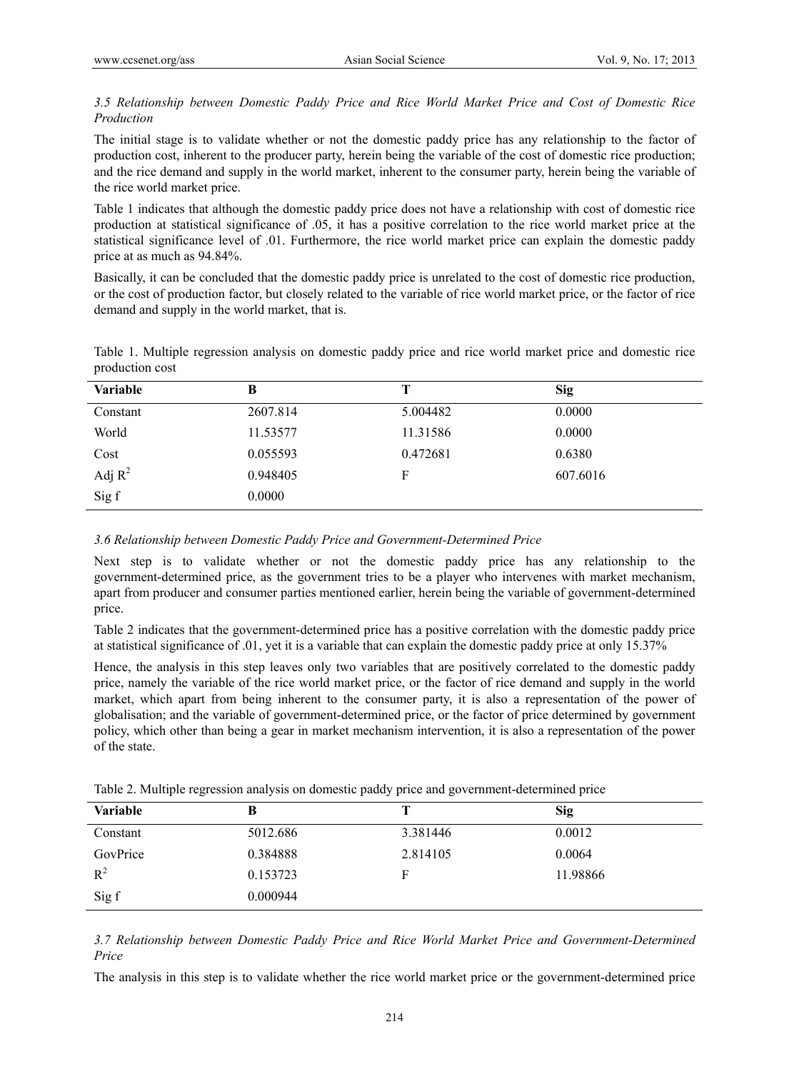### *3.5 Relationship between Domestic Paddy Price and Rice World Market Price and Cost of Domestic Rice Production*

The initial stage is to validate whether or not the domestic paddy price has any relationship to the factor of production cost, inherent to the producer party, herein being the variable of the cost of domestic rice production; and the rice demand and supply in the world market, inherent to the consumer party, herein being the variable of the rice world market price.

Table 1 indicates that although the domestic paddy price does not have a relationship with cost of domestic rice production at statistical significance of .05, it has a positive correlation to the rice world market price at the statistical significance level of .01. Furthermore, the rice world market price can explain the domestic paddy price at as much as 94.84%.

Basically, it can be concluded that the domestic paddy price is unrelated to the cost of domestic rice production, or the cost of production factor, but closely related to the variable of rice world market price, or the factor of rice demand and supply in the world market, that is.

Table 1. Multiple regression analysis on domestic paddy price and rice world market price and domestic rice production cost

| Variable | B | T | Sig |
|---|---|---|---|
| Constant | 2607.814 | 5.004482 | 0.0000 |
| World | 11.53577 | 11.31586 | 0.0000 |
| Cost | 0.055593 | 0.472681 | 0.6380 |
| Adj $R^2$ | 0.948405 | F | 607.6016 |
| Sig f | 0.0000 | | |

### *3.6 Relationship between Domestic Paddy Price and Government-Determined Price*

Next step is to validate whether or not the domestic paddy price has any relationship to the government-determined price, as the government tries to be a player who intervenes with market mechanism, apart from producer and consumer parties mentioned earlier, herein being the variable of government-determined price.

Table 2 indicates that the government-determined price has a positive correlation with the domestic paddy price at statistical significance of .01, yet it is a variable that can explain the domestic paddy price at only 15.37%

Hence, the analysis in this step leaves only two variables that are positively correlated to the domestic paddy price, namely the variable of the rice world market price, or the factor of rice demand and supply in the world market, which apart from being inherent to the consumer party, it is also a representation of the power of globalisation; and the variable of government-determined price, or the factor of price determined by government policy, which other than being a gear in market mechanism intervention, it is also a representation of the power of the state.

Table 2. Multiple regression analysis on domestic paddy price and government-determined price

| Variable | B | T | Sig |
|---|---|---|---|
| Constant | 5012.686 | 3.381446 | 0.0012 |
| GovPrice | 0.384888 | 2.814105 | 0.0064 |
| $R^2$ | 0.153723 | F | 11.98866 |
| Sig f | 0.000944 | | |

### *3.7 Relationship between Domestic Paddy Price and Rice World Market Price and Government-Determined Price*

The analysis in this step is to validate whether the rice world market price or the government-determined price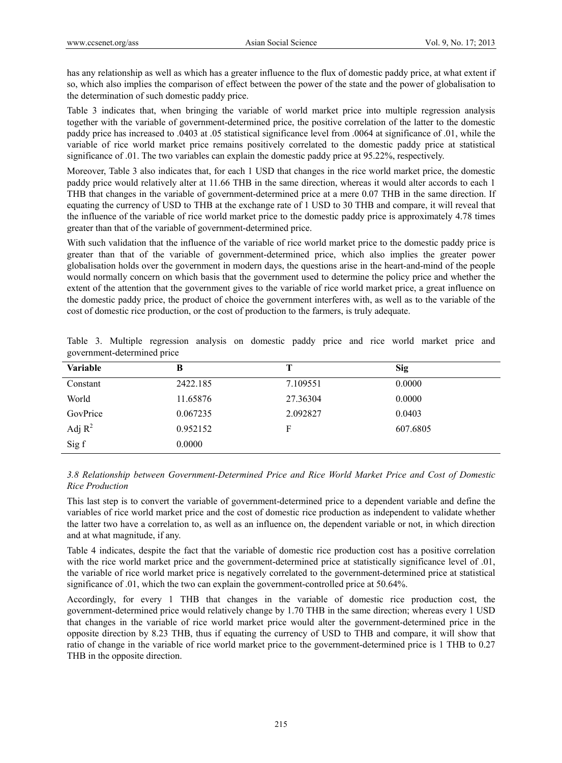has any relationship as well as which has a greater influence to the flux of domestic paddy price, at what extent if so, which also implies the comparison of effect between the power of the state and the power of globalisation to the determination of such domestic paddy price.

Table 3 indicates that, when bringing the variable of world market price into multiple regression analysis together with the variable of government-determined price, the positive correlation of the latter to the domestic paddy price has increased to .0403 at .05 statistical significance level from .0064 at significance of .01, while the variable of rice world market price remains positively correlated to the domestic paddy price at statistical significance of .01. The two variables can explain the domestic paddy price at 95.22%, respectively.

Moreover, Table 3 also indicates that, for each 1 USD that changes in the rice world market price, the domestic paddy price would relatively alter at 11.66 THB in the same direction, whereas it would alter accords to each 1 THB that changes in the variable of government-determined price at a mere 0.07 THB in the same direction. If equating the currency of USD to THB at the exchange rate of 1 USD to 30 THB and compare, it will reveal that the influence of the variable of rice world market price to the domestic paddy price is approximately 4.78 times greater than that of the variable of government-determined price.

With such validation that the influence of the variable of rice world market price to the domestic paddy price is greater than that of the variable of government-determined price, which also implies the greater power globalisation holds over the government in modern days, the questions arise in the heart-and-mind of the people would normally concern on which basis that the government used to determine the policy price and whether the extent of the attention that the government gives to the variable of rice world market price, a great influence on the domestic paddy price, the product of choice the government interferes with, as well as to the variable of the cost of domestic rice production, or the cost of production to the farmers, is truly adequate.

Table 3. Multiple regression analysis on domestic paddy price and rice world market price and government-determined price

| Variable | B | T | Sig |
|---|---|---|---|
| Constant | 2422.185 | 7.109551 | 0.0000 |
| World | 11.65876 | 27.36304 | 0.0000 |
| GovPrice | 0.067235 | 2.092827 | 0.0403 |
| Adj $R^2$ | 0.952152 | F | 607.6805 |
| Sig f | 0.0000 | | |

### *3.8 Relationship between Government-Determined Price and Rice World Market Price and Cost of Domestic Rice Production*

This last step is to convert the variable of government-determined price to a dependent variable and define the variables of rice world market price and the cost of domestic rice production as independent to validate whether the latter two have a correlation to, as well as an influence on, the dependent variable or not, in which direction and at what magnitude, if any.

Table 4 indicates, despite the fact that the variable of domestic rice production cost has a positive correlation with the rice world market price and the government-determined price at statistically significance level of .01, the variable of rice world market price is negatively correlated to the government-determined price at statistical significance of .01, which the two can explain the government-controlled price at 50.64%.

Accordingly, for every 1 THB that changes in the variable of domestic rice production cost, the government-determined price would relatively change by 1.70 THB in the same direction; whereas every 1 USD that changes in the variable of rice world market price would alter the government-determined price in the opposite direction by 8.23 THB, thus if equating the currency of USD to THB and compare, it will show that ratio of change in the variable of rice world market price to the government-determined price is 1 THB to 0.27 THB in the opposite direction.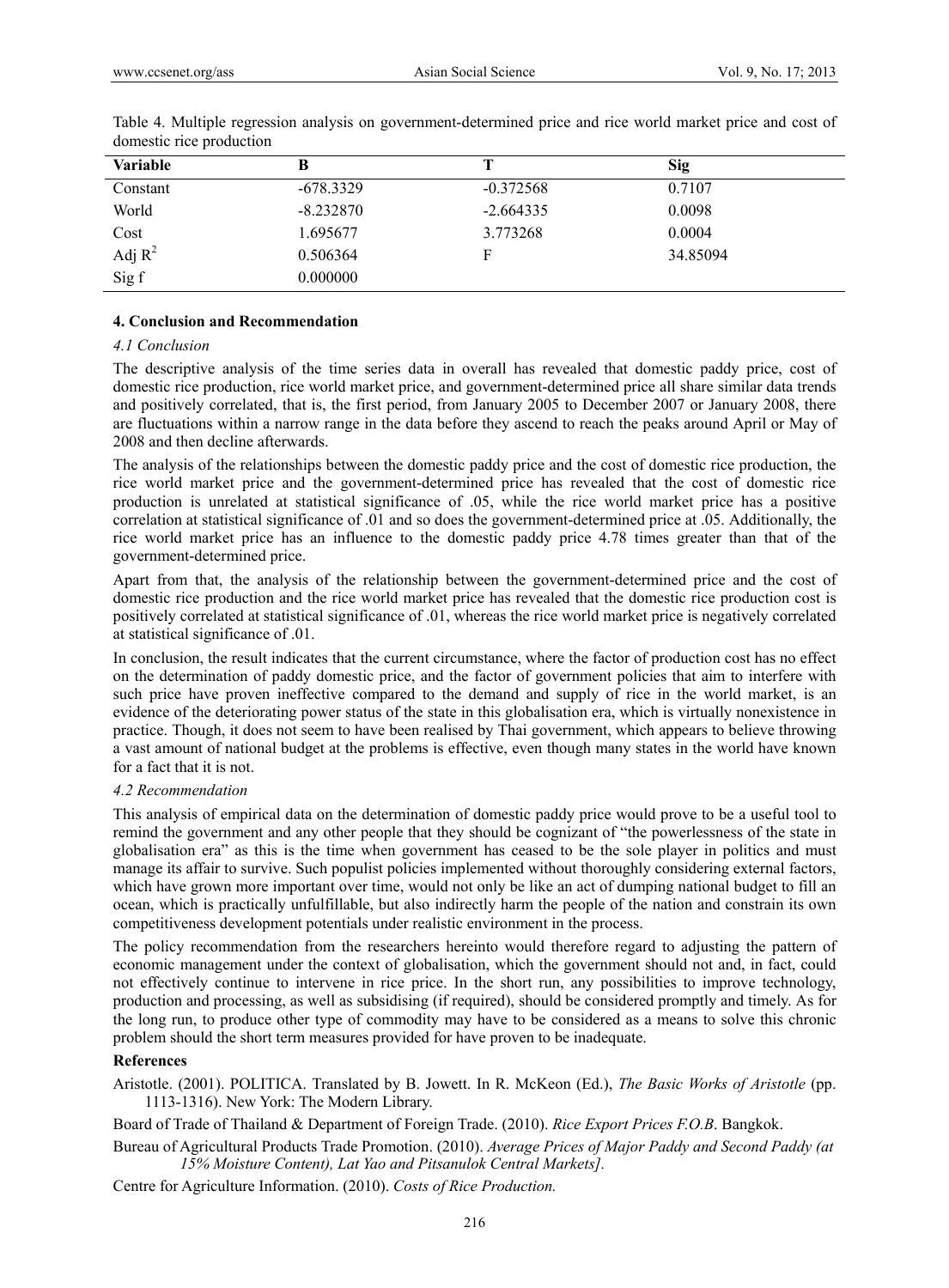Table 4. Multiple regression analysis on government-determined price and rice world market price and cost of domestic rice production

| Variable | B | T | Sig |
|---|---|---|---|
| Constant | -678.3329 | -0.372568 | 0.7107 |
| World | -8.232870 | -2.664335 | 0.0098 |
| Cost | 1.695677 | 3.773268 | 0.0004 |
| Adj $R^2$ | 0.506364 | F | 34.85094 |
| Sig f | 0.000000 | | |

## 4. Conclusion and Recommendation

### *4.1 Conclusion*

The descriptive analysis of the time series data in overall has revealed that domestic paddy price, cost of domestic rice production, rice world market price, and government-determined price all share similar data trends and positively correlated, that is, the first period, from January 2005 to December 2007 or January 2008, there are fluctuations within a narrow range in the data before they ascend to reach the peaks around April or May of 2008 and then decline afterwards.

The analysis of the relationships between the domestic paddy price and the cost of domestic rice production, the rice world market price and the government-determined price has revealed that the cost of domestic rice production is unrelated at statistical significance of .05, while the rice world market price has a positive correlation at statistical significance of .01 and so does the government-determined price at .05. Additionally, the rice world market price has an influence to the domestic paddy price 4.78 times greater than that of the government-determined price.

Apart from that, the analysis of the relationship between the government-determined price and the cost of domestic rice production and the rice world market price has revealed that the domestic rice production cost is positively correlated at statistical significance of .01, whereas the rice world market price is negatively correlated at statistical significance of .01.

In conclusion, the result indicates that the current circumstance, where the factor of production cost has no effect on the determination of paddy domestic price, and the factor of government policies that aim to interfere with such price have proven ineffective compared to the demand and supply of rice in the world market, is an evidence of the deteriorating power status of the state in this globalisation era, which is virtually nonexistence in practice. Though, it does not seem to have been realised by Thai government, which appears to believe throwing a vast amount of national budget at the problems is effective, even though many states in the world have known for a fact that it is not.

### *4.2 Recommendation*

This analysis of empirical data on the determination of domestic paddy price would prove to be a useful tool to remind the government and any other people that they should be cognizant of "the powerlessness of the state in globalisation era" as this is the time when government has ceased to be the sole player in politics and must manage its affair to survive. Such populist policies implemented without thoroughly considering external factors, which have grown more important over time, would not only be like an act of dumping national budget to fill an ocean, which is practically unfulfillable, but also indirectly harm the people of the nation and constrain its own competitiveness development potentials under realistic environment in the process.

The policy recommendation from the researchers hereinto would therefore regard to adjusting the pattern of economic management under the context of globalisation, which the government should not and, in fact, could not effectively continue to intervene in rice price. In the short run, any possibilities to improve technology, production and processing, as well as subsidising (if required), should be considered promptly and timely. As for the long run, to produce other type of commodity may have to be considered as a means to solve this chronic problem should the short term measures provided for have proven to be inadequate.

## References

Aristotle. (2001). POLITICA. Translated by B. Jowett. In R. McKeon (Ed.), *The Basic Works of Aristotle* (pp. 1113-1316). New York: The Modern Library.

Board of Trade of Thailand & Department of Foreign Trade. (2010). *Rice Export Prices F.O.B*. Bangkok.

Bureau of Agricultural Products Trade Promotion. (2010). *Average Prices of Major Paddy and Second Paddy (at 15% Moisture Content), Lat Yao and Pitsanulok Central Markets].*

Centre for Agriculture Information. (2010). *Costs of Rice Production.*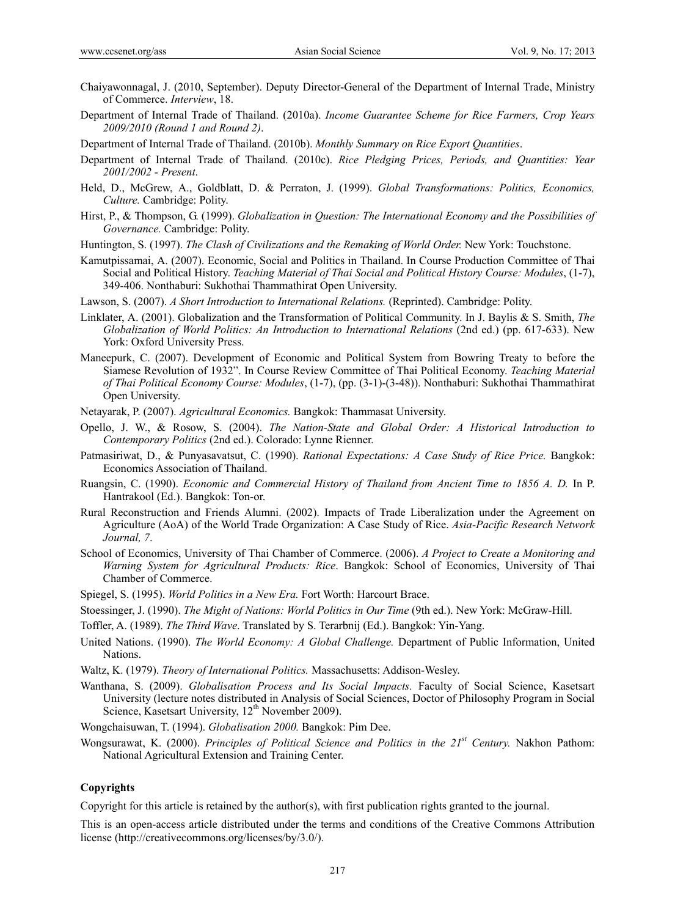Chaiyawonnagal, J. (2010, September). Deputy Director-General of the Department of Internal Trade, Ministry of Commerce. *Interview*, 18.

Department of Internal Trade of Thailand. (2010a). *Income Guarantee Scheme for Rice Farmers, Crop Years 2009/2010 (Round 1 and Round 2)*.

Department of Internal Trade of Thailand. (2010b). *Monthly Summary on Rice Export Quantities*.

Department of Internal Trade of Thailand. (2010c). *Rice Pledging Prices, Periods, and Quantities: Year 2001/2002 - Present*.

Held, D., McGrew, A., Goldblatt, D. & Perraton, J. (1999). *Global Transformations: Politics, Economics, Culture.* Cambridge: Polity.

Hirst, P., & Thompson, G. (1999). *Globalization in Question: The International Economy and the Possibilities of Governance.* Cambridge: Polity.

Huntington, S. (1997). *The Clash of Civilizations and the Remaking of World Order.* New York: Touchstone.

Kamutpissamai, A. (2007). Economic, Social and Politics in Thailand. In Course Production Committee of Thai Social and Political History. *Teaching Material of Thai Social and Political History Course: Modules*, (1-7), 349-406. Nonthaburi: Sukhothai Thammathirat Open University.

Lawson, S. (2007). *A Short Introduction to International Relations.* (Reprinted). Cambridge: Polity.

Linklater, A. (2001). Globalization and the Transformation of Political Community. In J. Baylis & S. Smith, *The Globalization of World Politics: An Introduction to International Relations* (2nd ed.) (pp. 617-633). New York: Oxford University Press.

Maneepurk, C. (2007). Development of Economic and Political System from Bowring Treaty to before the Siamese Revolution of 1932". In Course Review Committee of Thai Political Economy. *Teaching Material of Thai Political Economy Course: Modules*, (1-7), (pp. (3-1)-(3-48)). Nonthaburi: Sukhothai Thammathirat Open University.

Netayarak, P. (2007). *Agricultural Economics.* Bangkok: Thammasat University.

Opello, J. W., & Rosow, S. (2004). *The Nation-State and Global Order: A Historical Introduction to Contemporary Politics* (2nd ed.). Colorado: Lynne Rienner.

Patmasiriwat, D., & Punyasavatsut, C. (1990). *Rational Expectations: A Case Study of Rice Price.* Bangkok: Economics Association of Thailand.

Ruangsin, C. (1990). *Economic and Commercial History of Thailand from Ancient Time to 1856 A. D.* In P. Hantrakool (Ed.). Bangkok: Ton-or.

Rural Reconstruction and Friends Alumni. (2002). Impacts of Trade Liberalization under the Agreement on Agriculture (AoA) of the World Trade Organization: A Case Study of Rice. *Asia-Pacific Research Network Journal, 7*.

School of Economics, University of Thai Chamber of Commerce. (2006). *A Project to Create a Monitoring and Warning System for Agricultural Products: Rice*. Bangkok: School of Economics, University of Thai Chamber of Commerce.

Spiegel, S. (1995). *World Politics in a New Era.* Fort Worth: Harcourt Brace.

Stoessinger, J. (1990). *The Might of Nations: World Politics in Our Time* (9th ed.). New York: McGraw-Hill.

Toffler, A. (1989). *The Third Wave*. Translated by S. Terarbnij (Ed.). Bangkok: Yin-Yang.

United Nations. (1990). *The World Economy: A Global Challenge.* Department of Public Information, United Nations.

Waltz, K. (1979). *Theory of International Politics.* Massachusetts: Addison-Wesley.

Wanthana, S. (2009). *Globalisation Process and Its Social Impacts.* Faculty of Social Science, Kasetsart University (lecture notes distributed in Analysis of Social Sciences, Doctor of Philosophy Program in Social Science, Kasetsart University, 12th November 2009).

Wongchaisuwan, T. (1994). *Globalisation 2000.* Bangkok: Pim Dee.

Wongsurawat, K. (2000). *Principles of Political Science and Politics in the 21st Century.* Nakhon Pathom: National Agricultural Extension and Training Center.

## Copyrights

Copyright for this article is retained by the author(s), with first publication rights granted to the journal.

This is an open-access article distributed under the terms and conditions of the Creative Commons Attribution license (http://creativecommons.org/licenses/by/3.0/).